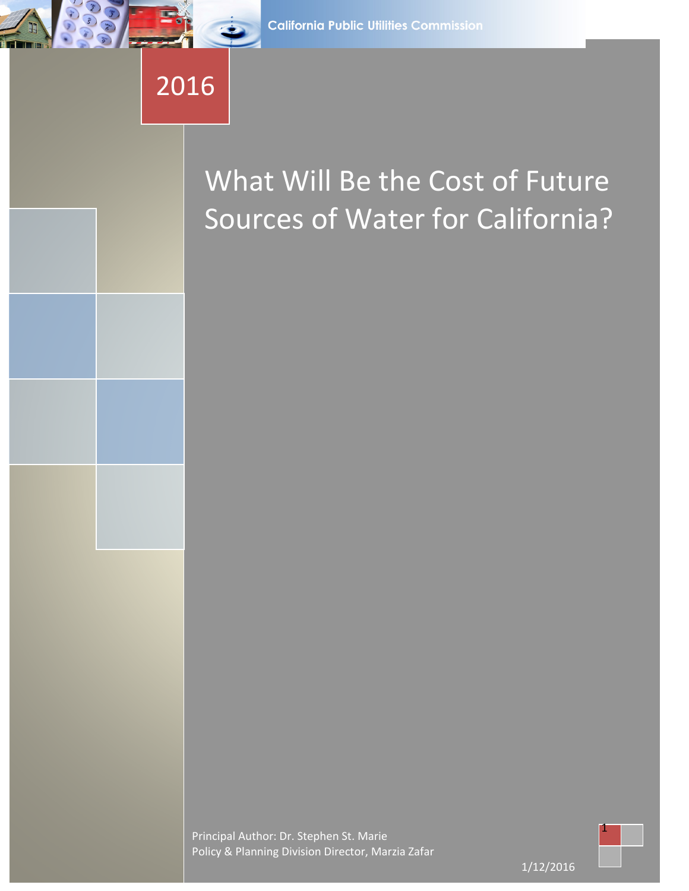California Public Utilities Commission

2016

# What Will Be the Cost of Future Sources of Water for California?

Principal Author: Dr. Stephen St. Marie
Policy & Planning Division Director, Marzia Zafar

1/12/2016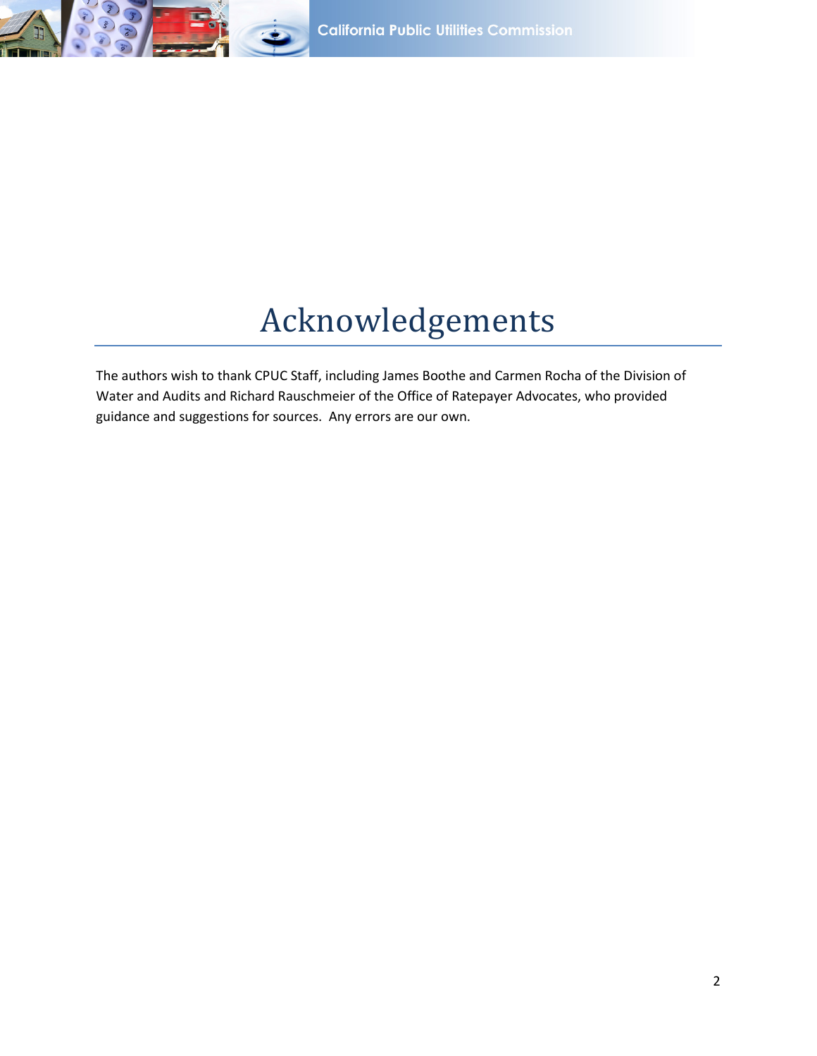# Acknowledgements

The authors wish to thank CPUC Staff, including James Boothe and Carmen Rocha of the Division of Water and Audits and Richard Rauschmeier of the Office of Ratepayer Advocates, who provided guidance and suggestions for sources. Any errors are our own.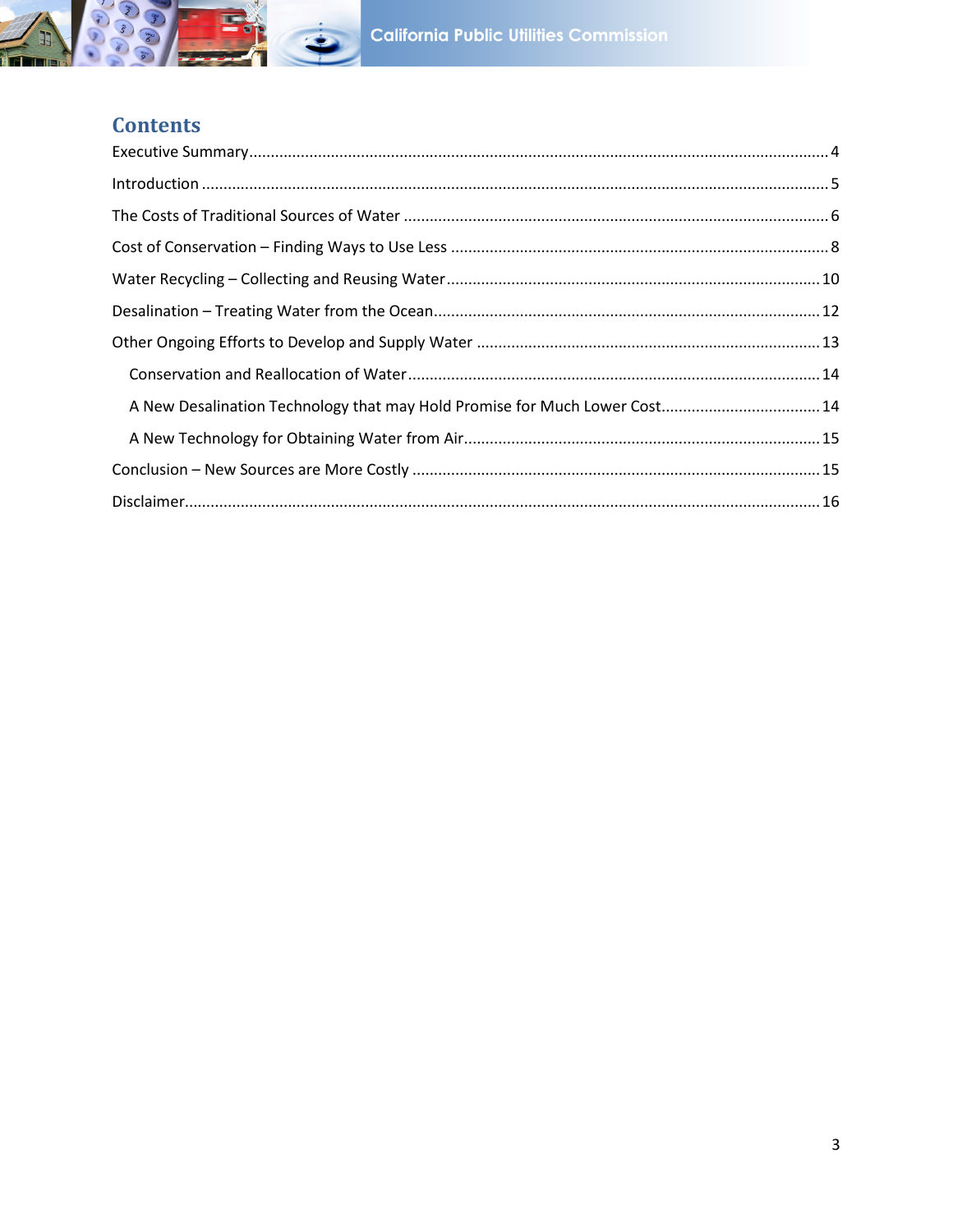## Contents

Executive Summary...................................................................................................................................4

Introduction ...............................................................................................................................................5

The Costs of Traditional Sources of Water ...............................................................................................6

Cost of Conservation – Finding Ways to Use Less ....................................................................................8

Water Recycling – Collecting and Reusing Water....................................................................................10

Desalination – Treating Water from the Ocean........................................................................................12

Other Ongoing Efforts to Develop and Supply Water ..............................................................................13

- Conservation and Reallocation of Water..............................................................................................14
- A New Desalination Technology that may Hold Promise for Much Lower Cost....................................14
- A New Technology for Obtaining Water from Air.................................................................................15

Conclusion – New Sources are More Costly ............................................................................................15

Disclaimer................................................................................................................................................16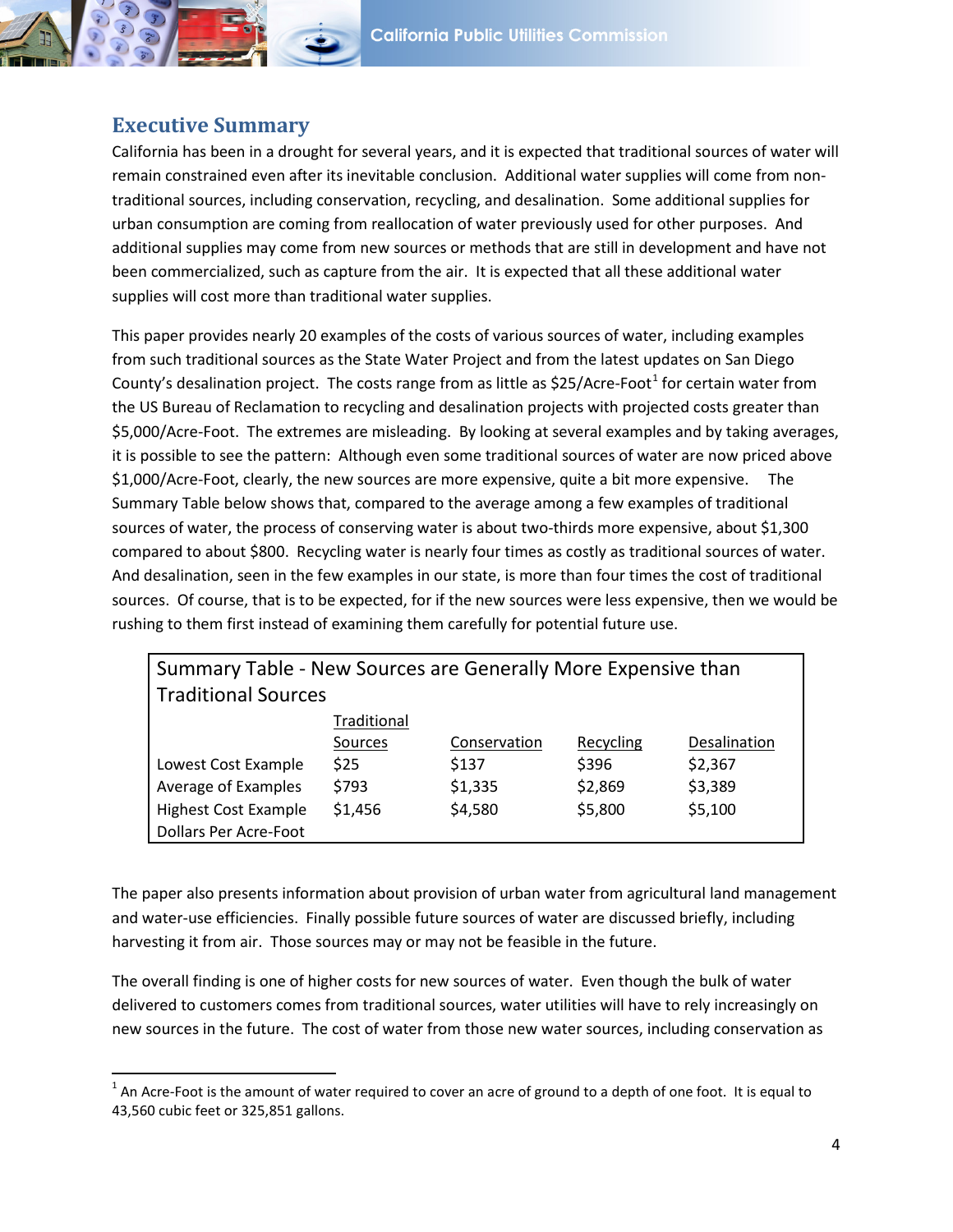## Executive Summary

California has been in a drought for several years, and it is expected that traditional sources of water will remain constrained even after its inevitable conclusion. Additional water supplies will come from non-traditional sources, including conservation, recycling, and desalination. Some additional supplies for urban consumption are coming from reallocation of water previously used for other purposes. And additional supplies may come from new sources or methods that are still in development and have not been commercialized, such as capture from the air. It is expected that all these additional water supplies will cost more than traditional water supplies.

This paper provides nearly 20 examples of the costs of various sources of water, including examples from such traditional sources as the State Water Project and from the latest updates on San Diego County's desalination project. The costs range from as little as $25/Acre-Foot[1] for certain water from the US Bureau of Reclamation to recycling and desalination projects with projected costs greater than $5,000/Acre-Foot. The extremes are misleading. By looking at several examples and by taking averages, it is possible to see the pattern: Although even some traditional sources of water are now priced above $1,000/Acre-Foot, clearly, the new sources are more expensive, quite a bit more expensive. The Summary Table below shows that, compared to the average among a few examples of traditional sources of water, the process of conserving water is about two-thirds more expensive, about $1,300 compared to about $800. Recycling water is nearly four times as costly as traditional sources of water. And desalination, seen in the few examples in our state, is more than four times the cost of traditional sources. Of course, that is to be expected, for if the new sources were less expensive, then we would be rushing to them first instead of examining them carefully for potential future use.

**Summary Table - New Sources are Generally More Expensive than Traditional Sources**

| | Traditional Sources | Conservation | Recycling | Desalination |
|---|---|---|---|---|
| Lowest Cost Example | $25 | $137 | $396 | $2,367 |
| Average of Examples | $793 | $1,335 | $2,869 | $3,389 |
| Highest Cost Example | $1,456 | $4,580 | $5,800 | $5,100 |
| Dollars Per Acre-Foot | | | | |

The paper also presents information about provision of urban water from agricultural land management and water-use efficiencies. Finally possible future sources of water are discussed briefly, including harvesting it from air. Those sources may or may not be feasible in the future.

The overall finding is one of higher costs for new sources of water. Even though the bulk of water delivered to customers comes from traditional sources, water utilities will have to rely increasingly on new sources in the future. The cost of water from those new water sources, including conservation as

[1] An Acre-Foot is the amount of water required to cover an acre of ground to a depth of one foot. It is equal to 43,560 cubic feet or 325,851 gallons.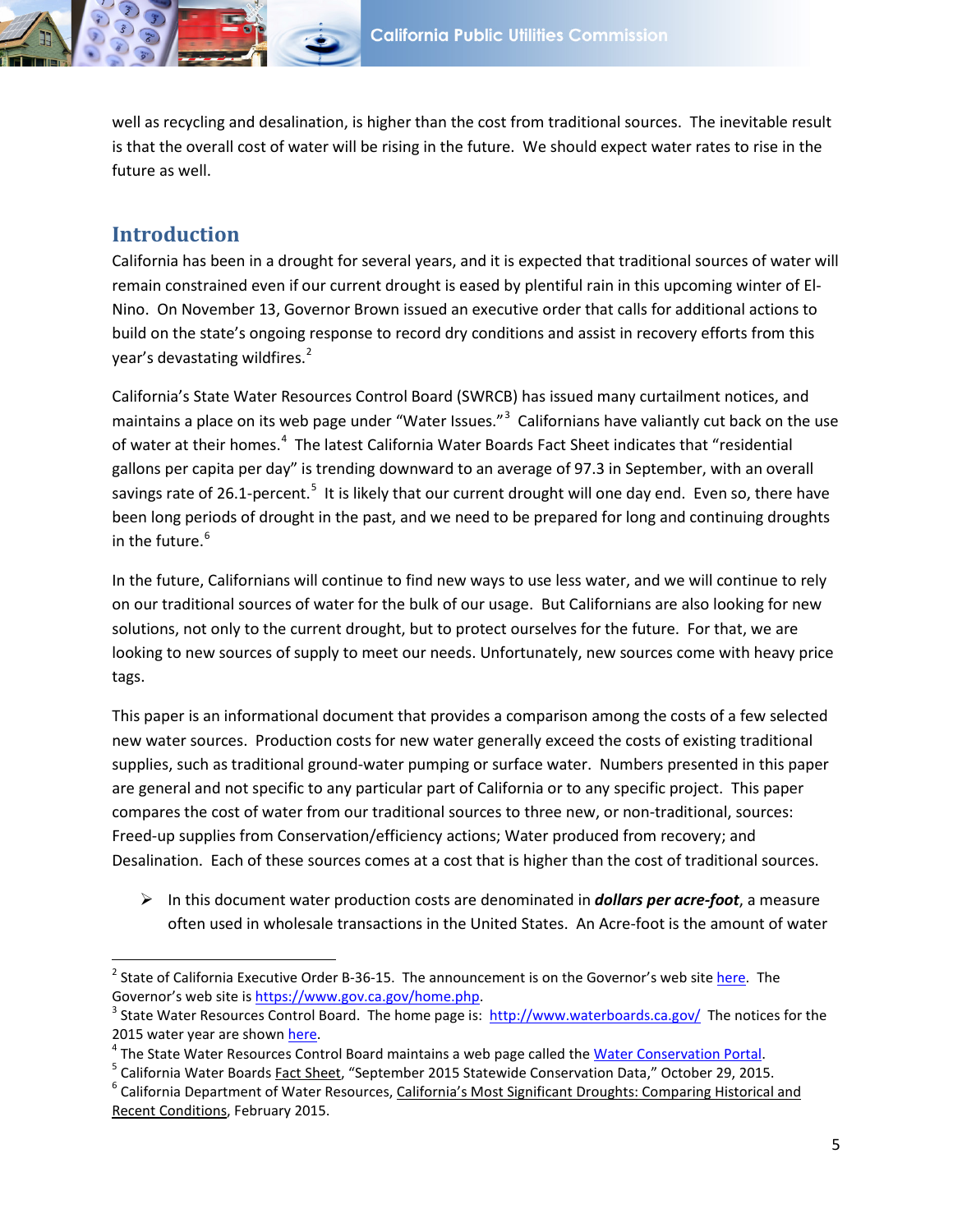well as recycling and desalination, is higher than the cost from traditional sources. The inevitable result is that the overall cost of water will be rising in the future. We should expect water rates to rise in the future as well.

## Introduction

California has been in a drought for several years, and it is expected that traditional sources of water will remain constrained even if our current drought is eased by plentiful rain in this upcoming winter of El-Nino. On November 13, Governor Brown issued an executive order that calls for additional actions to build on the state's ongoing response to record dry conditions and assist in recovery efforts from this year's devastating wildfires.[2]

California's State Water Resources Control Board (SWRCB) has issued many curtailment notices, and maintains a place on its web page under "Water Issues."[3] Californians have valiantly cut back on the use of water at their homes.[4] The latest California Water Boards Fact Sheet indicates that "residential gallons per capita per day" is trending downward to an average of 97.3 in September, with an overall savings rate of 26.1-percent.[5] It is likely that our current drought will one day end. Even so, there have been long periods of drought in the past, and we need to be prepared for long and continuing droughts in the future.[6]

In the future, Californians will continue to find new ways to use less water, and we will continue to rely on our traditional sources of water for the bulk of our usage. But Californians are also looking for new solutions, not only to the current drought, but to protect ourselves for the future. For that, we are looking to new sources of supply to meet our needs. Unfortunately, new sources come with heavy price tags.

This paper is an informational document that provides a comparison among the costs of a few selected new water sources. Production costs for new water generally exceed the costs of existing traditional supplies, such as traditional ground-water pumping or surface water. Numbers presented in this paper are general and not specific to any particular part of California or to any specific project. This paper compares the cost of water from our traditional sources to three new, or non-traditional, sources: Freed-up supplies from Conservation/efficiency actions; Water produced from recovery; and Desalination. Each of these sources comes at a cost that is higher than the cost of traditional sources.

- In this document water production costs are denominated in ***dollars per acre-foot***, a measure often used in wholesale transactions in the United States. An Acre-foot is the amount of water

---

[2] State of California Executive Order B-36-15. The announcement is on the Governor's web site here. The Governor's web site is https://www.gov.ca.gov/home.php.

[3] State Water Resources Control Board. The home page is: http://www.waterboards.ca.gov/ The notices for the 2015 water year are shown here.

[4] The State Water Resources Control Board maintains a web page called the Water Conservation Portal.

[5] California Water Boards Fact Sheet, "September 2015 Statewide Conservation Data," October 29, 2015.

[6] California Department of Water Resources, California's Most Significant Droughts: Comparing Historical and Recent Conditions, February 2015.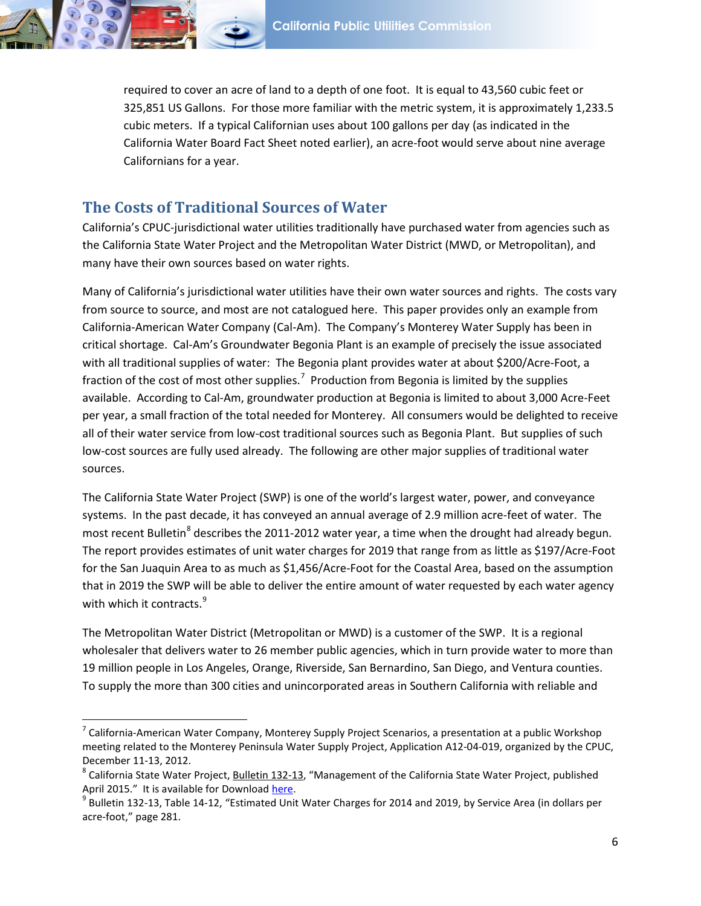required to cover an acre of land to a depth of one foot. It is equal to 43,560 cubic feet or 325,851 US Gallons. For those more familiar with the metric system, it is approximately 1,233.5 cubic meters. If a typical Californian uses about 100 gallons per day (as indicated in the California Water Board Fact Sheet noted earlier), an acre-foot would serve about nine average Californians for a year.

## The Costs of Traditional Sources of Water

California's CPUC-jurisdictional water utilities traditionally have purchased water from agencies such as the California State Water Project and the Metropolitan Water District (MWD, or Metropolitan), and many have their own sources based on water rights.

Many of California's jurisdictional water utilities have their own water sources and rights. The costs vary from source to source, and most are not catalogued here. This paper provides only an example from California-American Water Company (Cal-Am). The Company's Monterey Water Supply has been in critical shortage. Cal-Am's Groundwater Begonia Plant is an example of precisely the issue associated with all traditional supplies of water: The Begonia plant provides water at about $200/Acre-Foot, a fraction of the cost of most other supplies.[7] Production from Begonia is limited by the supplies available. According to Cal-Am, groundwater production at Begonia is limited to about 3,000 Acre-Feet per year, a small fraction of the total needed for Monterey. All consumers would be delighted to receive all of their water service from low-cost traditional sources such as Begonia Plant. But supplies of such low-cost sources are fully used already. The following are other major supplies of traditional water sources.

The California State Water Project (SWP) is one of the world's largest water, power, and conveyance systems. In the past decade, it has conveyed an annual average of 2.9 million acre-feet of water. The most recent Bulletin[8] describes the 2011-2012 water year, a time when the drought had already begun. The report provides estimates of unit water charges for 2019 that range from as little as $197/Acre-Foot for the San Juaquin Area to as much as $1,456/Acre-Foot for the Coastal Area, based on the assumption that in 2019 the SWP will be able to deliver the entire amount of water requested by each water agency with which it contracts.[9]

The Metropolitan Water District (Metropolitan or MWD) is a customer of the SWP. It is a regional wholesaler that delivers water to 26 member public agencies, which in turn provide water to more than 19 million people in Los Angeles, Orange, Riverside, San Bernardino, San Diego, and Ventura counties. To supply the more than 300 cities and unincorporated areas in Southern California with reliable and

---

[7] California-American Water Company, Monterey Supply Project Scenarios, a presentation at a public Workshop meeting related to the Monterey Peninsula Water Supply Project, Application A12-04-019, organized by the CPUC, December 11-13, 2012.

[8] California State Water Project, Bulletin 132-13, "Management of the California State Water Project, published April 2015." It is available for Download here.

[9] Bulletin 132-13, Table 14-12, "Estimated Unit Water Charges for 2014 and 2019, by Service Area (in dollars per acre-foot," page 281.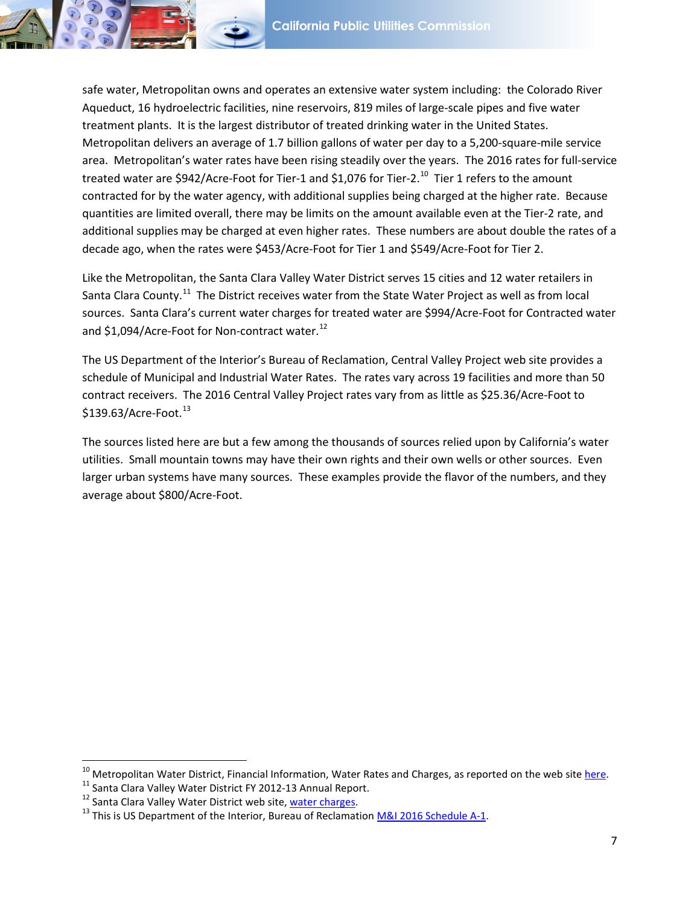safe water, Metropolitan owns and operates an extensive water system including: the Colorado River Aqueduct, 16 hydroelectric facilities, nine reservoirs, 819 miles of large-scale pipes and five water treatment plants. It is the largest distributor of treated drinking water in the United States. Metropolitan delivers an average of 1.7 billion gallons of water per day to a 5,200-square-mile service area. Metropolitan's water rates have been rising steadily over the years. The 2016 rates for full-service treated water are $942/Acre-Foot for Tier-1 and $1,076 for Tier-2.[10] Tier 1 refers to the amount contracted for by the water agency, with additional supplies being charged at the higher rate. Because quantities are limited overall, there may be limits on the amount available even at the Tier-2 rate, and additional supplies may be charged at even higher rates. These numbers are about double the rates of a decade ago, when the rates were $453/Acre-Foot for Tier 1 and $549/Acre-Foot for Tier 2.

Like the Metropolitan, the Santa Clara Valley Water District serves 15 cities and 12 water retailers in Santa Clara County.[11] The District receives water from the State Water Project as well as from local sources. Santa Clara's current water charges for treated water are $994/Acre-Foot for Contracted water and $1,094/Acre-Foot for Non-contract water.[12]

The US Department of the Interior's Bureau of Reclamation, Central Valley Project web site provides a schedule of Municipal and Industrial Water Rates. The rates vary across 19 facilities and more than 50 contract receivers. The 2016 Central Valley Project rates vary from as little as $25.36/Acre-Foot to $139.63/Acre-Foot.[13]

The sources listed here are but a few among the thousands of sources relied upon by California's water utilities. Small mountain towns may have their own rights and their own wells or other sources. Even larger urban systems have many sources. These examples provide the flavor of the numbers, and they average about $800/Acre-Foot.

---

[10] Metropolitan Water District, Financial Information, Water Rates and Charges, as reported on the web site here.

[11] Santa Clara Valley Water District FY 2012-13 Annual Report.

[12] Santa Clara Valley Water District web site, water charges.

[13] This is US Department of the Interior, Bureau of Reclamation M&I 2016 Schedule A-1.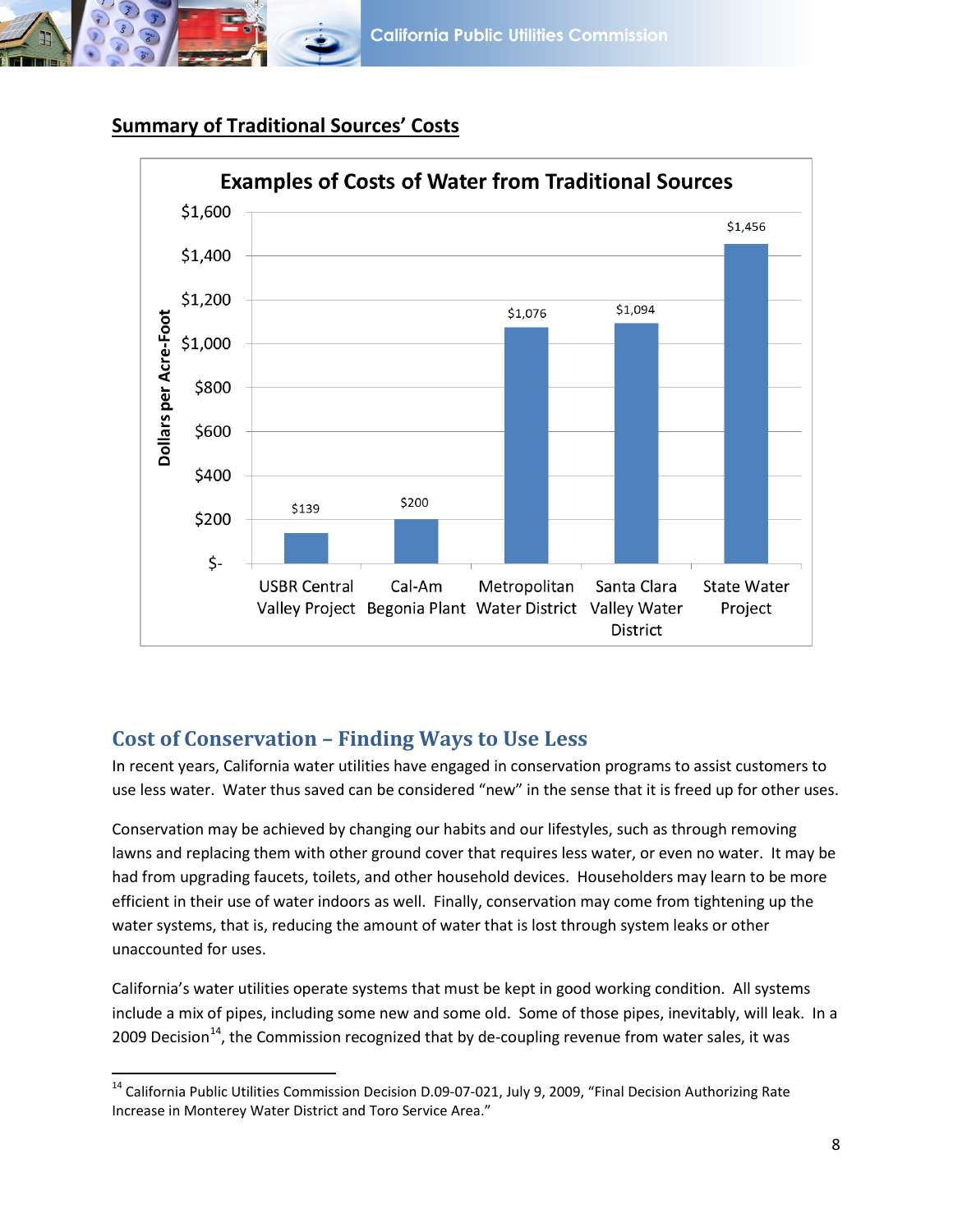## Summary of Traditional Sources' Costs

**Examples of Costs of Water from Traditional Sources**

| Source | Dollars per Acre-Foot |
|---|---|
| USBR Central Valley Project | $139 |
| Cal-Am Begonia Plant | $200 |
| Metropolitan Water District | $1,076 |
| Santa Clara Valley Water District | $1,094 |
| State Water Project | $1,456 |

## Cost of Conservation – Finding Ways to Use Less

In recent years, California water utilities have engaged in conservation programs to assist customers to use less water. Water thus saved can be considered "new" in the sense that it is freed up for other uses.

Conservation may be achieved by changing our habits and our lifestyles, such as through removing lawns and replacing them with other ground cover that requires less water, or even no water. It may be had from upgrading faucets, toilets, and other household devices. Householders may learn to be more efficient in their use of water indoors as well. Finally, conservation may come from tightening up the water systems, that is, reducing the amount of water that is lost through system leaks or other unaccounted for uses.

California's water utilities operate systems that must be kept in good working condition. All systems include a mix of pipes, including some new and some old. Some of those pipes, inevitably, will leak. In a 2009 Decision[14], the Commission recognized that by de-coupling revenue from water sales, it was

[14] California Public Utilities Commission Decision D.09-07-021, July 9, 2009, "Final Decision Authorizing Rate Increase in Monterey Water District and Toro Service Area."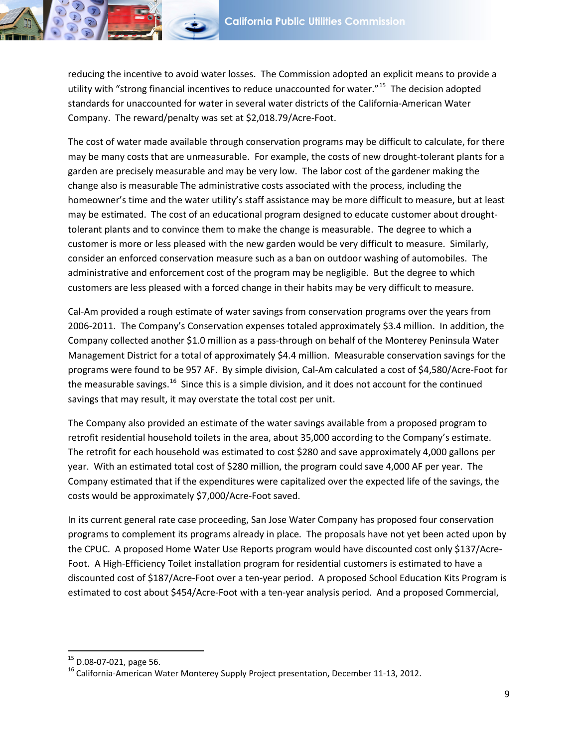reducing the incentive to avoid water losses. The Commission adopted an explicit means to provide a utility with "strong financial incentives to reduce unaccounted for water."[15] The decision adopted standards for unaccounted for water in several water districts of the California-American Water Company. The reward/penalty was set at $2,018.79/Acre-Foot.

The cost of water made available through conservation programs may be difficult to calculate, for there may be many costs that are unmeasurable. For example, the costs of new drought-tolerant plants for a garden are precisely measurable and may be very low. The labor cost of the gardener making the change also is measurable The administrative costs associated with the process, including the homeowner's time and the water utility's staff assistance may be more difficult to measure, but at least may be estimated. The cost of an educational program designed to educate customer about drought-tolerant plants and to convince them to make the change is measurable. The degree to which a customer is more or less pleased with the new garden would be very difficult to measure. Similarly, consider an enforced conservation measure such as a ban on outdoor washing of automobiles. The administrative and enforcement cost of the program may be negligible. But the degree to which customers are less pleased with a forced change in their habits may be very difficult to measure.

Cal-Am provided a rough estimate of water savings from conservation programs over the years from 2006-2011. The Company's Conservation expenses totaled approximately $3.4 million. In addition, the Company collected another $1.0 million as a pass-through on behalf of the Monterey Peninsula Water Management District for a total of approximately $4.4 million. Measurable conservation savings for the programs were found to be 957 AF. By simple division, Cal-Am calculated a cost of $4,580/Acre-Foot for the measurable savings.[16] Since this is a simple division, and it does not account for the continued savings that may result, it may overstate the total cost per unit.

The Company also provided an estimate of the water savings available from a proposed program to retrofit residential household toilets in the area, about 35,000 according to the Company's estimate. The retrofit for each household was estimated to cost $280 and save approximately 4,000 gallons per year. With an estimated total cost of $280 million, the program could save 4,000 AF per year. The Company estimated that if the expenditures were capitalized over the expected life of the savings, the costs would be approximately $7,000/Acre-Foot saved.

In its current general rate case proceeding, San Jose Water Company has proposed four conservation programs to complement its programs already in place. The proposals have not yet been acted upon by the CPUC. A proposed Home Water Use Reports program would have discounted cost only $137/Acre-Foot. A High-Efficiency Toilet installation program for residential customers is estimated to have a discounted cost of $187/Acre-Foot over a ten-year period. A proposed School Education Kits Program is estimated to cost about $454/Acre-Foot with a ten-year analysis period. And a proposed Commercial,

---

[15] D.08-07-021, page 56.

[16] California-American Water Monterey Supply Project presentation, December 11-13, 2012.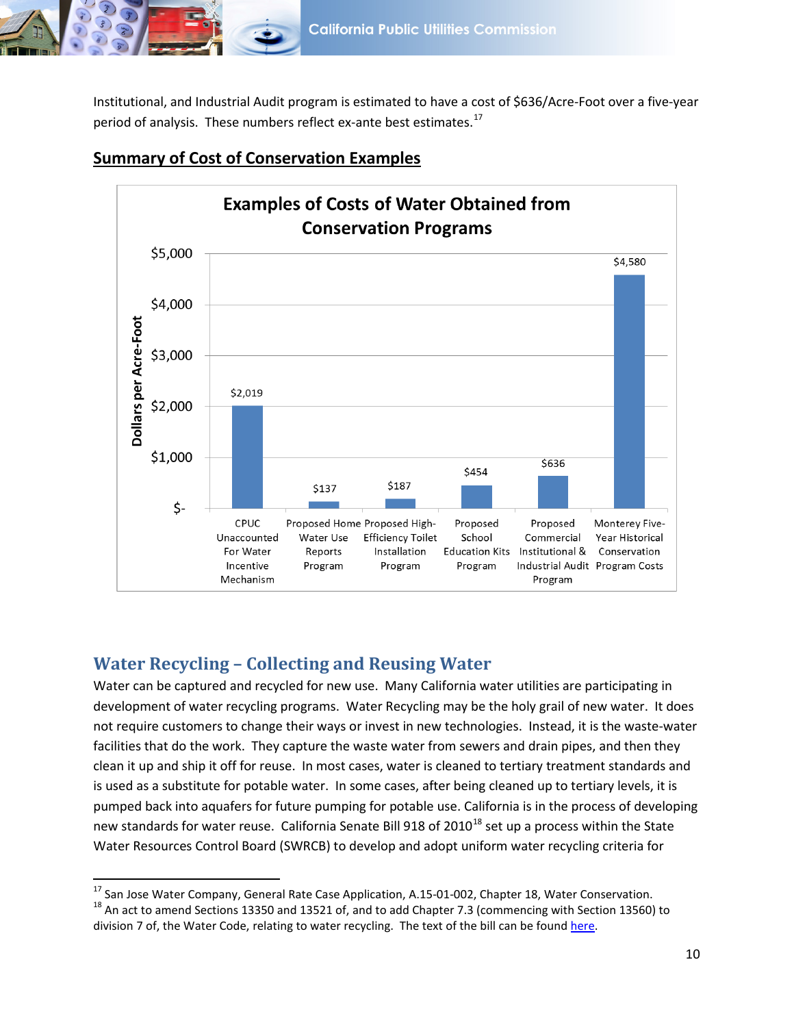Institutional, and Industrial Audit program is estimated to have a cost of $636/Acre-Foot over a five-year period of analysis. These numbers reflect ex-ante best estimates.[17]

## Summary of Cost of Conservation Examples

**Examples of Costs of Water Obtained from Conservation Programs**

| Program | Dollars per Acre-Foot |
|---|---|
| CPUC Unaccounted For Water Incentive Mechanism | $2,019 |
| Proposed Home Water Use Reports Program | $137 |
| Proposed High-Efficiency Toilet Installation Program | $187 |
| Proposed School Education Kits Program | $454 |
| Proposed Commercial Institutional & Industrial Audit Program | $636 |
| Monterey Five-Year Historical Conservation Program Costs | $4,580 |

## Water Recycling – Collecting and Reusing Water

Water can be captured and recycled for new use. Many California water utilities are participating in development of water recycling programs. Water Recycling may be the holy grail of new water. It does not require customers to change their ways or invest in new technologies. Instead, it is the waste-water facilities that do the work. They capture the waste water from sewers and drain pipes, and then they clean it up and ship it off for reuse. In most cases, water is cleaned to tertiary treatment standards and is used as a substitute for potable water. In some cases, after being cleaned up to tertiary levels, it is pumped back into aquafers for future pumping for potable use. California is in the process of developing new standards for water reuse. California Senate Bill 918 of 2010[18] set up a process within the State Water Resources Control Board (SWRCB) to develop and adopt uniform water recycling criteria for

---

[17] San Jose Water Company, General Rate Case Application, A.15-01-002, Chapter 18, Water Conservation.

[18] An act to amend Sections 13350 and 13521 of, and to add Chapter 7.3 (commencing with Section 13560) to division 7 of, the Water Code, relating to water recycling. The text of the bill can be found here.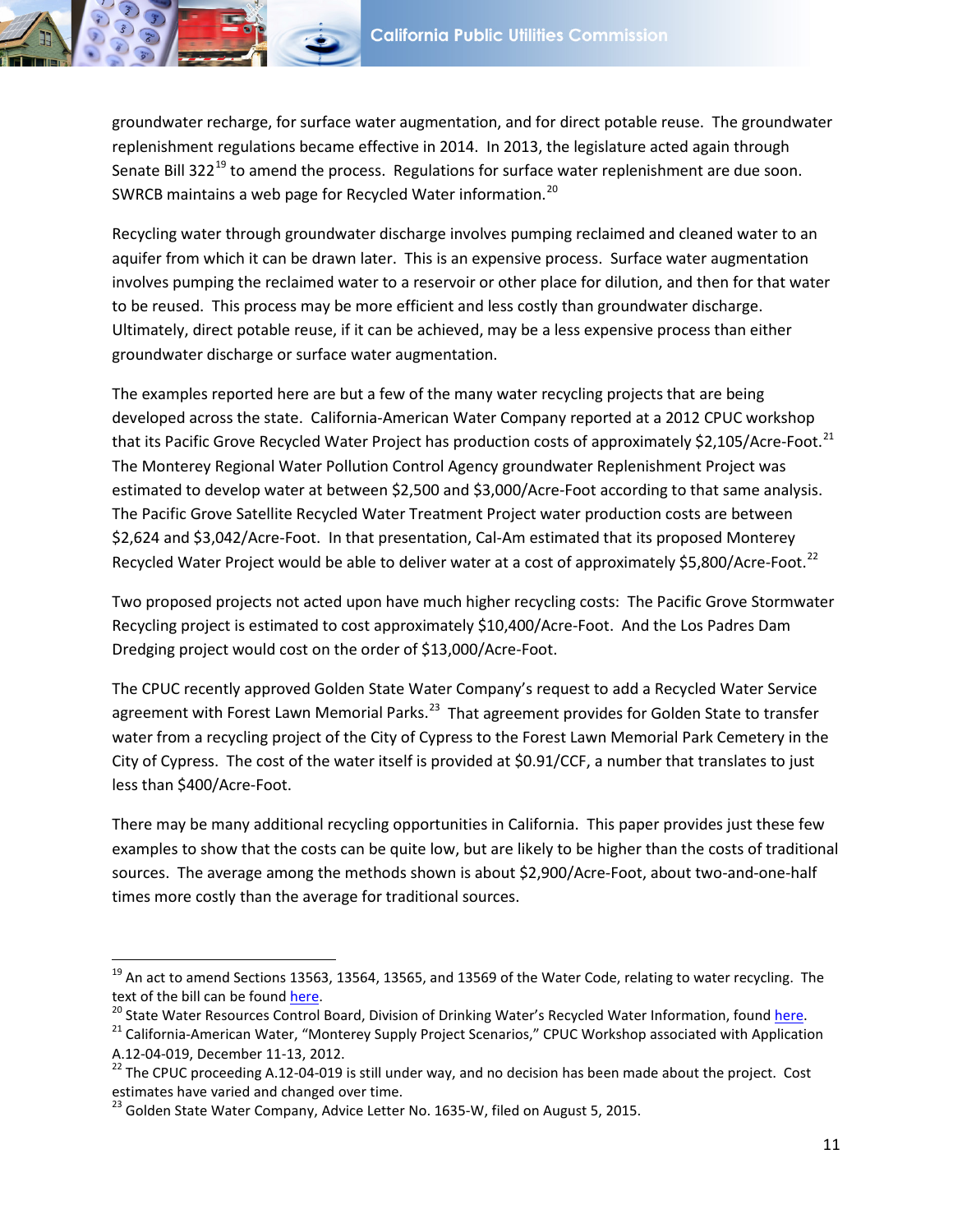groundwater recharge, for surface water augmentation, and for direct potable reuse. The groundwater replenishment regulations became effective in 2014. In 2013, the legislature acted again through Senate Bill 322[19] to amend the process. Regulations for surface water replenishment are due soon. SWRCB maintains a web page for Recycled Water information.[20]

Recycling water through groundwater discharge involves pumping reclaimed and cleaned water to an aquifer from which it can be drawn later. This is an expensive process. Surface water augmentation involves pumping the reclaimed water to a reservoir or other place for dilution, and then for that water to be reused. This process may be more efficient and less costly than groundwater discharge. Ultimately, direct potable reuse, if it can be achieved, may be a less expensive process than either groundwater discharge or surface water augmentation.

The examples reported here are but a few of the many water recycling projects that are being developed across the state. California-American Water Company reported at a 2012 CPUC workshop that its Pacific Grove Recycled Water Project has production costs of approximately $2,105/Acre-Foot.[21] The Monterey Regional Water Pollution Control Agency groundwater Replenishment Project was estimated to develop water at between $2,500 and $3,000/Acre-Foot according to that same analysis. The Pacific Grove Satellite Recycled Water Treatment Project water production costs are between $2,624 and $3,042/Acre-Foot. In that presentation, Cal-Am estimated that its proposed Monterey Recycled Water Project would be able to deliver water at a cost of approximately $5,800/Acre-Foot.[22]

Two proposed projects not acted upon have much higher recycling costs: The Pacific Grove Stormwater Recycling project is estimated to cost approximately $10,400/Acre-Foot. And the Los Padres Dam Dredging project would cost on the order of $13,000/Acre-Foot.

The CPUC recently approved Golden State Water Company's request to add a Recycled Water Service agreement with Forest Lawn Memorial Parks.[23] That agreement provides for Golden State to transfer water from a recycling project of the City of Cypress to the Forest Lawn Memorial Park Cemetery in the City of Cypress. The cost of the water itself is provided at $0.91/CCF, a number that translates to just less than $400/Acre-Foot.

There may be many additional recycling opportunities in California. This paper provides just these few examples to show that the costs can be quite low, but are likely to be higher than the costs of traditional sources. The average among the methods shown is about $2,900/Acre-Foot, about two-and-one-half times more costly than the average for traditional sources.

---

[19] An act to amend Sections 13563, 13564, 13565, and 13569 of the Water Code, relating to water recycling. The text of the bill can be found here.

[20] State Water Resources Control Board, Division of Drinking Water's Recycled Water Information, found here.

[21] California-American Water, "Monterey Supply Project Scenarios," CPUC Workshop associated with Application A.12-04-019, December 11-13, 2012.

[22] The CPUC proceeding A.12-04-019 is still under way, and no decision has been made about the project. Cost estimates have varied and changed over time.

[23] Golden State Water Company, Advice Letter No. 1635-W, filed on August 5, 2015.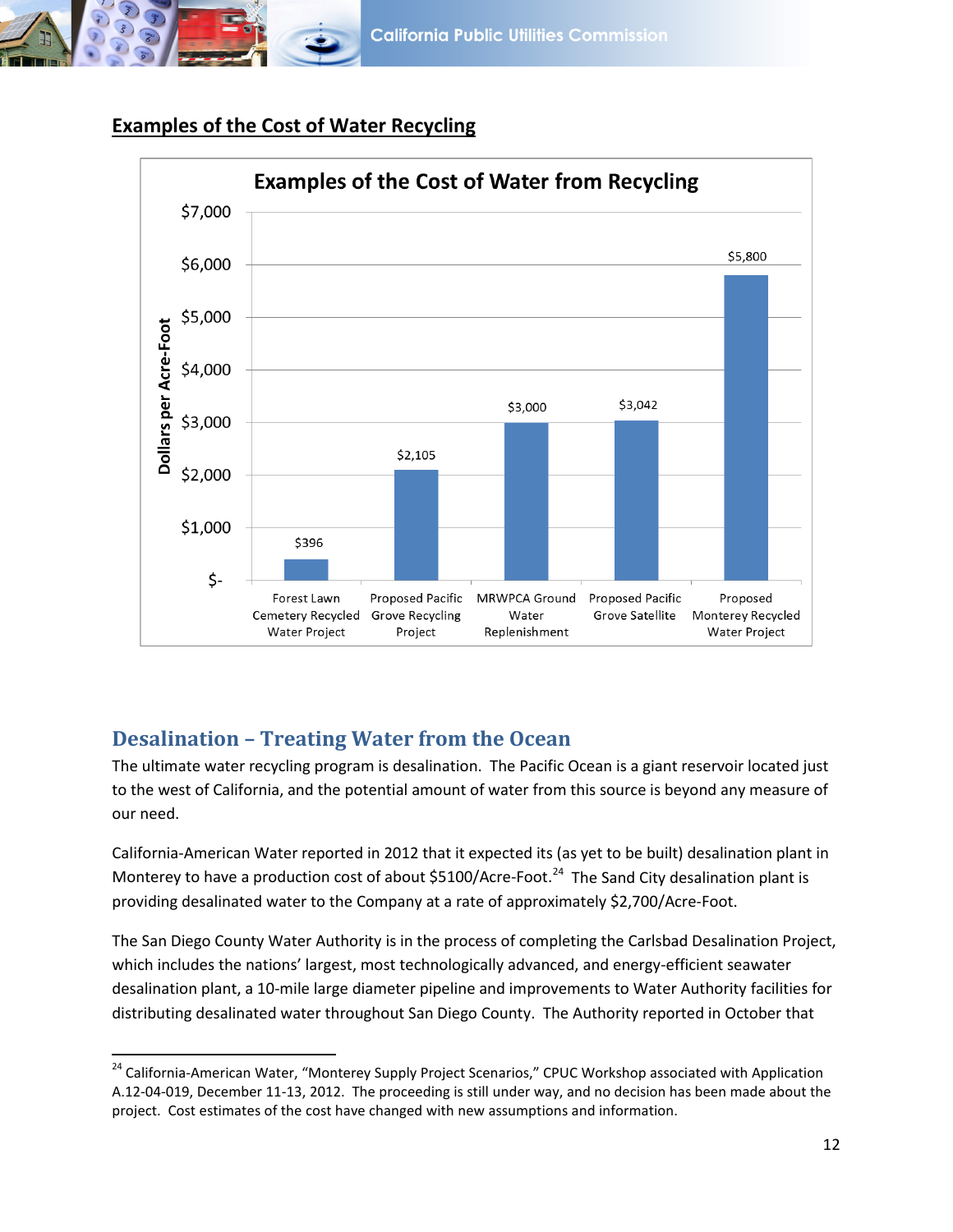## Examples of the Cost of Water Recycling

**Examples of the Cost of Water from Recycling**

| Project | Dollars per Acre-Foot |
|---|---|
| Forest Lawn Cemetery Recycled Water Project | $396 |
| Proposed Pacific Grove Recycling Project | $2,105 |
| MRWPCA Ground Water Replenishment | $3,000 |
| Proposed Pacific Grove Satellite | $3,042 |
| Proposed Monterey Recycled Water Project | $5,800 |

## Desalination – Treating Water from the Ocean

The ultimate water recycling program is desalination. The Pacific Ocean is a giant reservoir located just to the west of California, and the potential amount of water from this source is beyond any measure of our need.

California-American Water reported in 2012 that it expected its (as yet to be built) desalination plant in Monterey to have a production cost of about $5100/Acre-Foot.[24] The Sand City desalination plant is providing desalinated water to the Company at a rate of approximately $2,700/Acre-Foot.

The San Diego County Water Authority is in the process of completing the Carlsbad Desalination Project, which includes the nations' largest, most technologically advanced, and energy-efficient seawater desalination plant, a 10-mile large diameter pipeline and improvements to Water Authority facilities for distributing desalinated water throughout San Diego County. The Authority reported in October that

[24] California-American Water, "Monterey Supply Project Scenarios," CPUC Workshop associated with Application A.12-04-019, December 11-13, 2012. The proceeding is still under way, and no decision has been made about the project. Cost estimates of the cost have changed with new assumptions and information.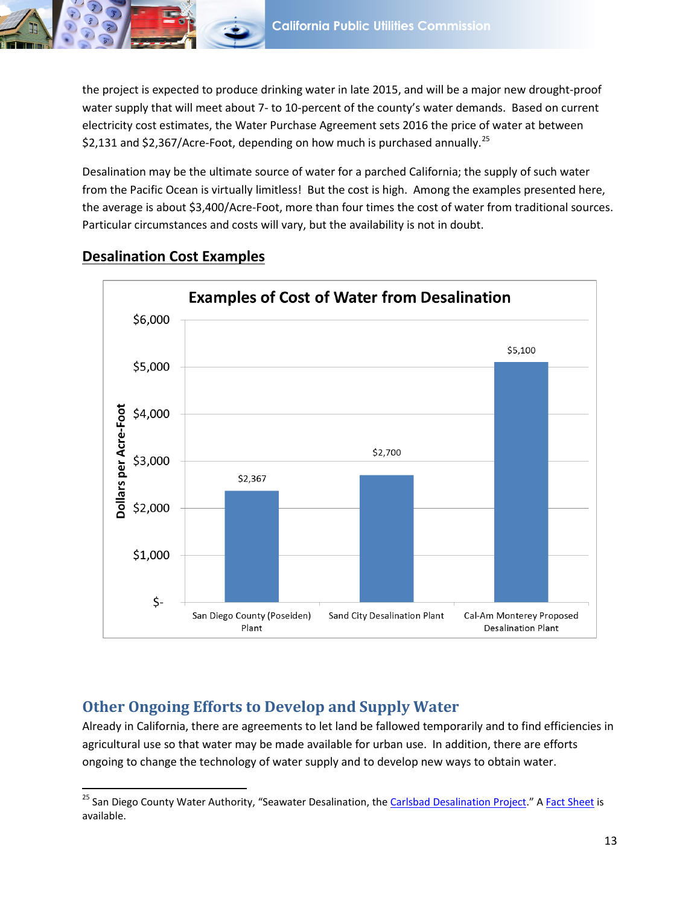the project is expected to produce drinking water in late 2015, and will be a major new drought-proof water supply that will meet about 7- to 10-percent of the county's water demands. Based on current electricity cost estimates, the Water Purchase Agreement sets 2016 the price of water at between $2,131 and $2,367/Acre-Foot, depending on how much is purchased annually.[25]

Desalination may be the ultimate source of water for a parched California; the supply of such water from the Pacific Ocean is virtually limitless! But the cost is high. Among the examples presented here, the average is about $3,400/Acre-Foot, more than four times the cost of water from traditional sources. Particular circumstances and costs will vary, but the availability is not in doubt.

**Desalination Cost Examples**

**Examples of Cost of Water from Desalination**

| | Dollars per Acre-Foot |
|---|---|
| San Diego County (Poseiden) Plant | $2,367 |
| Sand City Desalination Plant | $2,700 |
| Cal-Am Monterey Proposed Desalination Plant | $5,100 |

## Other Ongoing Efforts to Develop and Supply Water

Already in California, there are agreements to let land be fallowed temporarily and to find efficiencies in agricultural use so that water may be made available for urban use. In addition, there are efforts ongoing to change the technology of water supply and to develop new ways to obtain water.

---

[25] San Diego County Water Authority, "Seawater Desalination, the Carlsbad Desalination Project." A Fact Sheet is available.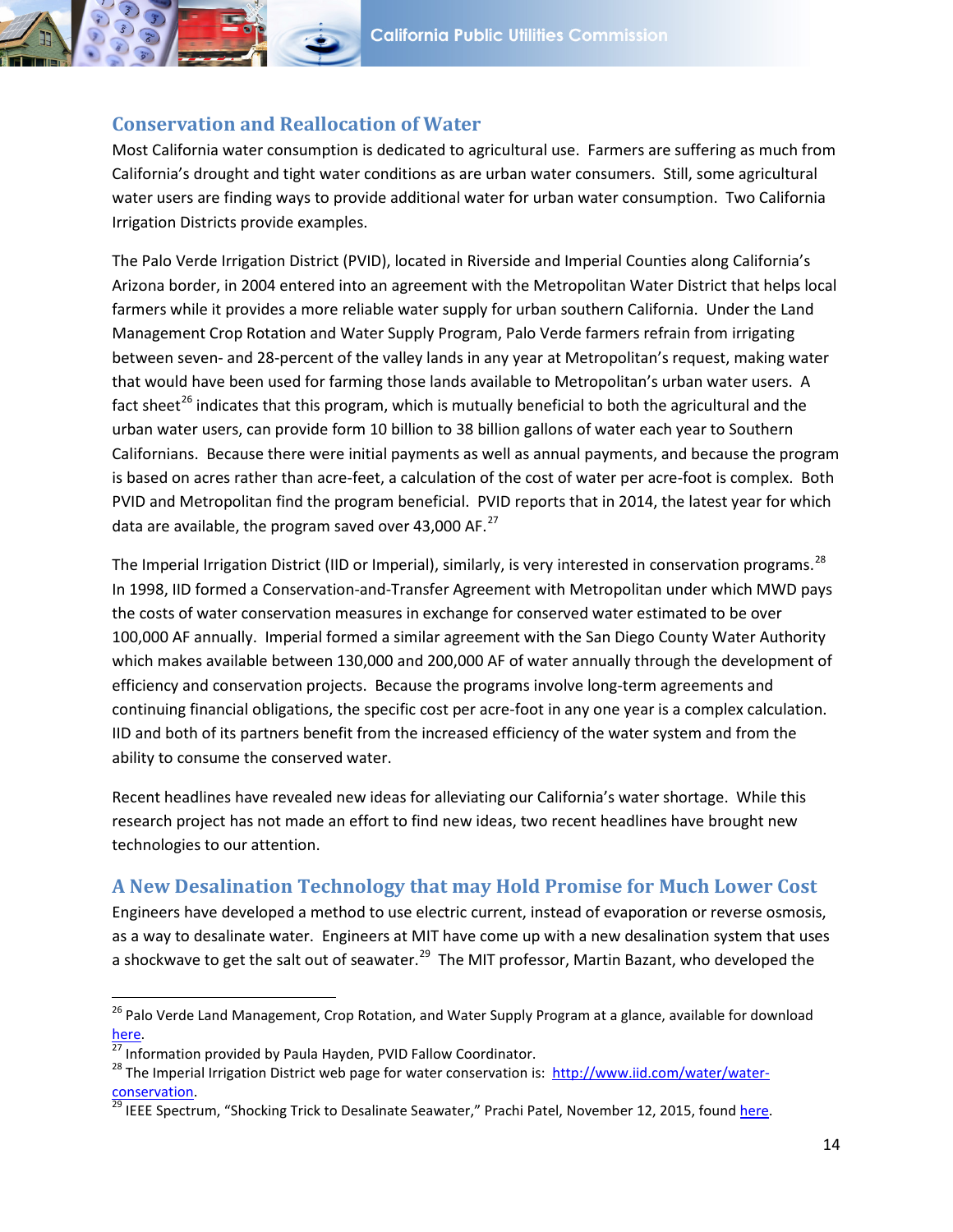## Conservation and Reallocation of Water

Most California water consumption is dedicated to agricultural use. Farmers are suffering as much from California's drought and tight water conditions as are urban water consumers. Still, some agricultural water users are finding ways to provide additional water for urban water consumption. Two California Irrigation Districts provide examples.

The Palo Verde Irrigation District (PVID), located in Riverside and Imperial Counties along California's Arizona border, in 2004 entered into an agreement with the Metropolitan Water District that helps local farmers while it provides a more reliable water supply for urban southern California. Under the Land Management Crop Rotation and Water Supply Program, Palo Verde farmers refrain from irrigating between seven- and 28-percent of the valley lands in any year at Metropolitan's request, making water that would have been used for farming those lands available to Metropolitan's urban water users. A fact sheet[26] indicates that this program, which is mutually beneficial to both the agricultural and the urban water users, can provide form 10 billion to 38 billion gallons of water each year to Southern Californians. Because there were initial payments as well as annual payments, and because the program is based on acres rather than acre-feet, a calculation of the cost of water per acre-foot is complex. Both PVID and Metropolitan find the program beneficial. PVID reports that in 2014, the latest year for which data are available, the program saved over 43,000 AF.[27]

The Imperial Irrigation District (IID or Imperial), similarly, is very interested in conservation programs.[28] In 1998, IID formed a Conservation-and-Transfer Agreement with Metropolitan under which MWD pays the costs of water conservation measures in exchange for conserved water estimated to be over 100,000 AF annually. Imperial formed a similar agreement with the San Diego County Water Authority which makes available between 130,000 and 200,000 AF of water annually through the development of efficiency and conservation projects. Because the programs involve long-term agreements and continuing financial obligations, the specific cost per acre-foot in any one year is a complex calculation. IID and both of its partners benefit from the increased efficiency of the water system and from the ability to consume the conserved water.

Recent headlines have revealed new ideas for alleviating our California's water shortage. While this research project has not made an effort to find new ideas, two recent headlines have brought new technologies to our attention.

## A New Desalination Technology that may Hold Promise for Much Lower Cost

Engineers have developed a method to use electric current, instead of evaporation or reverse osmosis, as a way to desalinate water. Engineers at MIT have come up with a new desalination system that uses a shockwave to get the salt out of seawater.[29] The MIT professor, Martin Bazant, who developed the

---

[26] Palo Verde Land Management, Crop Rotation, and Water Supply Program at a glance, available for download here.

[27] Information provided by Paula Hayden, PVID Fallow Coordinator.

[28] The Imperial Irrigation District web page for water conservation is: http://www.iid.com/water/water-conservation.

[29] IEEE Spectrum, "Shocking Trick to Desalinate Seawater," Prachi Patel, November 12, 2015, found here.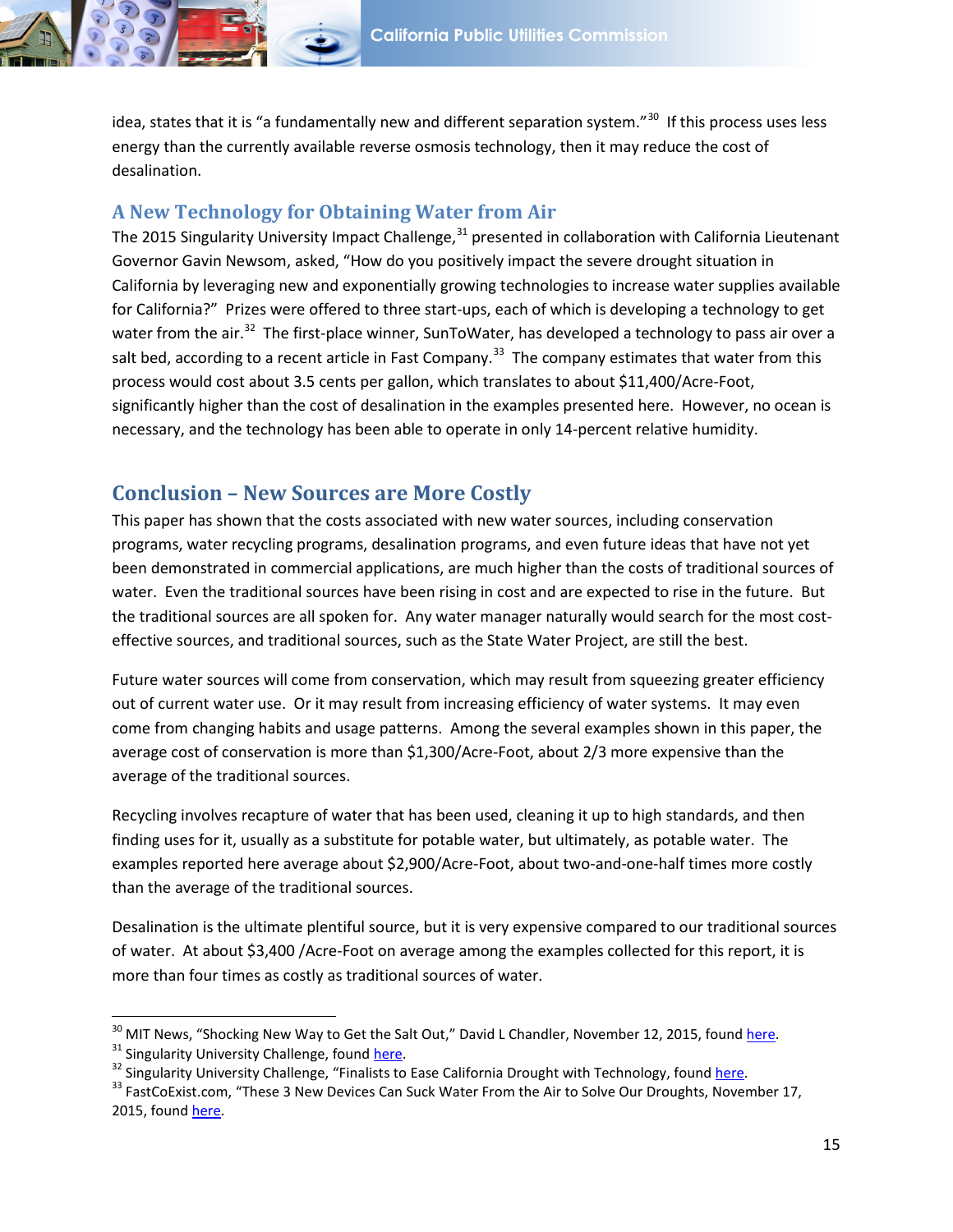idea, states that it is “a fundamentally new and different separation system.”[30] If this process uses less energy than the currently available reverse osmosis technology, then it may reduce the cost of desalination.

### A New Technology for Obtaining Water from Air

The 2015 Singularity University Impact Challenge,[31] presented in collaboration with California Lieutenant Governor Gavin Newsom, asked, “How do you positively impact the severe drought situation in California by leveraging new and exponentially growing technologies to increase water supplies available for California?” Prizes were offered to three start-ups, each of which is developing a technology to get water from the air.[32] The first-place winner, SunToWater, has developed a technology to pass air over a salt bed, according to a recent article in Fast Company.[33] The company estimates that water from this process would cost about 3.5 cents per gallon, which translates to about $11,400/Acre-Foot, significantly higher than the cost of desalination in the examples presented here. However, no ocean is necessary, and the technology has been able to operate in only 14-percent relative humidity.

## Conclusion – New Sources are More Costly

This paper has shown that the costs associated with new water sources, including conservation programs, water recycling programs, desalination programs, and even future ideas that have not yet been demonstrated in commercial applications, are much higher than the costs of traditional sources of water. Even the traditional sources have been rising in cost and are expected to rise in the future. But the traditional sources are all spoken for. Any water manager naturally would search for the most cost-effective sources, and traditional sources, such as the State Water Project, are still the best.

Future water sources will come from conservation, which may result from squeezing greater efficiency out of current water use. Or it may result from increasing efficiency of water systems. It may even come from changing habits and usage patterns. Among the several examples shown in this paper, the average cost of conservation is more than $1,300/Acre-Foot, about 2/3 more expensive than the average of the traditional sources.

Recycling involves recapture of water that has been used, cleaning it up to high standards, and then finding uses for it, usually as a substitute for potable water, but ultimately, as potable water. The examples reported here average about $2,900/Acre-Foot, about two-and-one-half times more costly than the average of the traditional sources.

Desalination is the ultimate plentiful source, but it is very expensive compared to our traditional sources of water. At about $3,400 /Acre-Foot on average among the examples collected for this report, it is more than four times as costly as traditional sources of water.

---

[30] MIT News, “Shocking New Way to Get the Salt Out,” David L Chandler, November 12, 2015, found here.

[31] Singularity University Challenge, found here.

[32] Singularity University Challenge, “Finalists to Ease California Drought with Technology, found here.

[33] FastCoExist.com, “These 3 New Devices Can Suck Water From the Air to Solve Our Droughts, November 17, 2015, found here.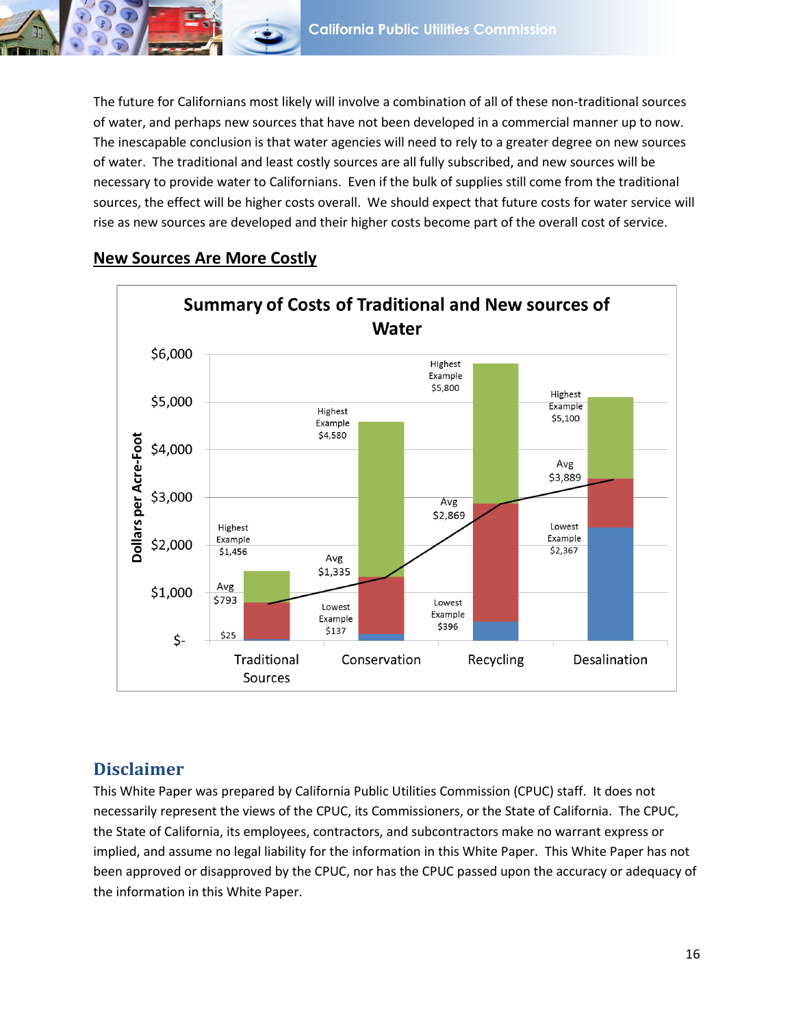The future for Californians most likely will involve a combination of all of these non-traditional sources of water, and perhaps new sources that have not been developed in a commercial manner up to now. The inescapable conclusion is that water agencies will need to rely to a greater degree on new sources of water. The traditional and least costly sources are all fully subscribed, and new sources will be necessary to provide water to Californians. Even if the bulk of supplies still come from the traditional sources, the effect will be higher costs overall. We should expect that future costs for water service will rise as new sources are developed and their higher costs become part of the overall cost of service.

## New Sources Are More Costly

Summary of Costs of Traditional and New sources of Water

Dollars per Acre-Foot

$6,000
$5,000
$4,000
$3,000
$2,000
$1,000
$-

Traditional Sources
Highest Example $1,456
Avg $793
$25

Conservation
Highest Example $4,580
Avg $1,335
Lowest Example $137

Recycling
Highest Example $5,800
Avg $2,869
Lowest Example $396

Desalination
Highest Example $5,100
Avg $3,889
Lowest Example $2,367

## Disclaimer

This White Paper was prepared by California Public Utilities Commission (CPUC) staff. It does not necessarily represent the views of the CPUC, its Commissioners, or the State of California. The CPUC, the State of California, its employees, contractors, and subcontractors make no warrant express or implied, and assume no legal liability for the information in this White Paper. This White Paper has not been approved or disapproved by the CPUC, nor has the CPUC passed upon the accuracy or adequacy of the information in this White Paper.